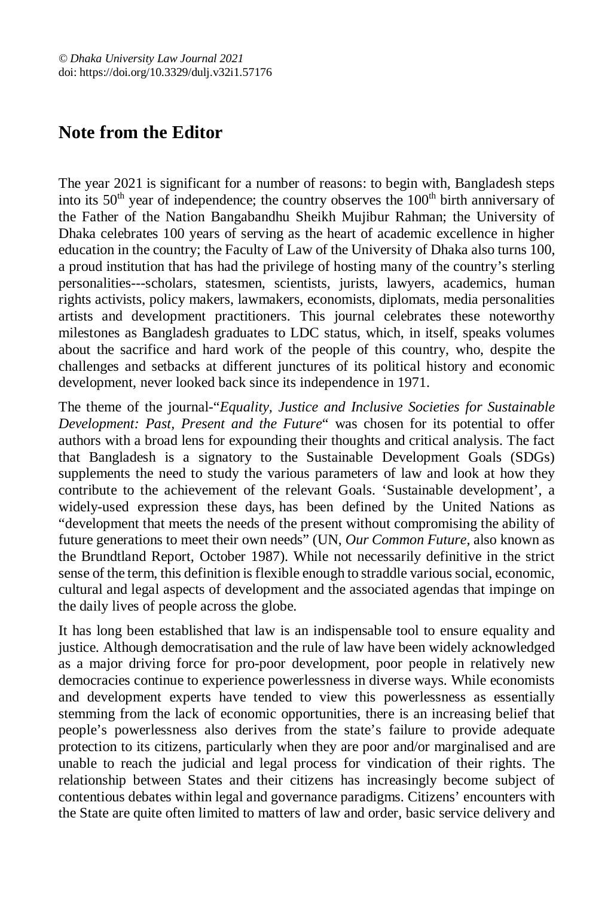© *Dhaka University Law Journal 2021*
doi: https://doi.org/10.3329/dulj.v32i1.57176

# Note from the Editor

The year 2021 is significant for a number of reasons: to begin with, Bangladesh steps into its 50th year of independence; the country observes the 100th birth anniversary of the Father of the Nation Bangabandhu Sheikh Mujibur Rahman; the University of Dhaka celebrates 100 years of serving as the heart of academic excellence in higher education in the country; the Faculty of Law of the University of Dhaka also turns 100, a proud institution that has had the privilege of hosting many of the country's sterling personalities---scholars, statesmen, scientists, jurists, lawyers, academics, human rights activists, policy makers, lawmakers, economists, diplomats, media personalities artists and development practitioners. This journal celebrates these noteworthy milestones as Bangladesh graduates to LDC status, which, in itself, speaks volumes about the sacrifice and hard work of the people of this country, who, despite the challenges and setbacks at different junctures of its political history and economic development, never looked back since its independence in 1971.

The theme of the journal-"*Equality, Justice and Inclusive Societies for Sustainable Development: Past, Present and the Future*" was chosen for its potential to offer authors with a broad lens for expounding their thoughts and critical analysis. The fact that Bangladesh is a signatory to the Sustainable Development Goals (SDGs) supplements the need to study the various parameters of law and look at how they contribute to the achievement of the relevant Goals. 'Sustainable development', a widely-used expression these days, has been defined by the United Nations as "development that meets the needs of the present without compromising the ability of future generations to meet their own needs" (UN, *Our Common Future*, also known as the Brundtland Report, October 1987). While not necessarily definitive in the strict sense of the term, this definition is flexible enough to straddle various social, economic, cultural and legal aspects of development and the associated agendas that impinge on the daily lives of people across the globe.

It has long been established that law is an indispensable tool to ensure equality and justice. Although democratisation and the rule of law have been widely acknowledged as a major driving force for pro-poor development, poor people in relatively new democracies continue to experience powerlessness in diverse ways. While economists and development experts have tended to view this powerlessness as essentially stemming from the lack of economic opportunities, there is an increasing belief that people's powerlessness also derives from the state's failure to provide adequate protection to its citizens, particularly when they are poor and/or marginalised and are unable to reach the judicial and legal process for vindication of their rights. The relationship between States and their citizens has increasingly become subject of contentious debates within legal and governance paradigms. Citizens' encounters with the State are quite often limited to matters of law and order, basic service delivery and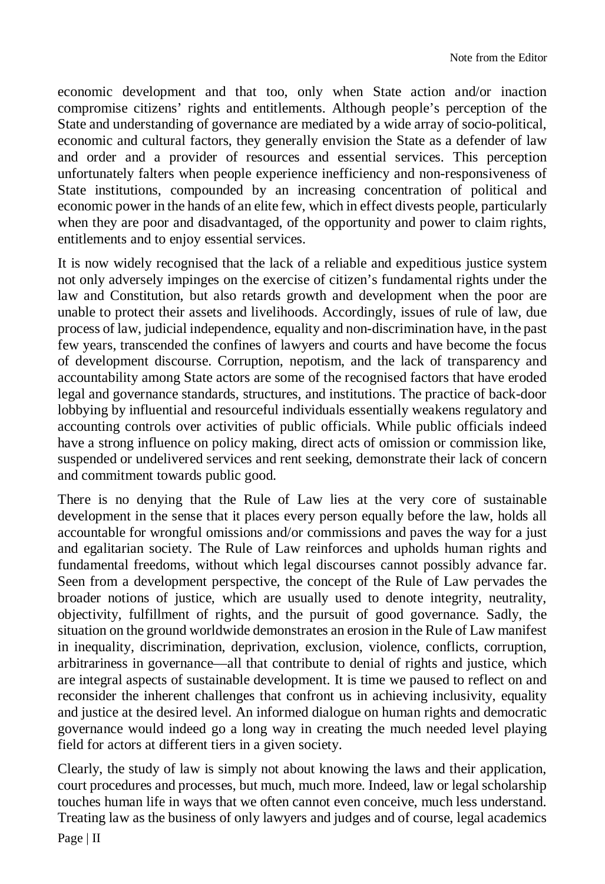economic development and that too, only when State action and/or inaction compromise citizens' rights and entitlements. Although people's perception of the State and understanding of governance are mediated by a wide array of socio-political, economic and cultural factors, they generally envision the State as a defender of law and order and a provider of resources and essential services. This perception unfortunately falters when people experience inefficiency and non-responsiveness of State institutions, compounded by an increasing concentration of political and economic power in the hands of an elite few, which in effect divests people, particularly when they are poor and disadvantaged, of the opportunity and power to claim rights, entitlements and to enjoy essential services.

It is now widely recognised that the lack of a reliable and expeditious justice system not only adversely impinges on the exercise of citizen's fundamental rights under the law and Constitution, but also retards growth and development when the poor are unable to protect their assets and livelihoods. Accordingly, issues of rule of law, due process of law, judicial independence, equality and non-discrimination have, in the past few years, transcended the confines of lawyers and courts and have become the focus of development discourse. Corruption, nepotism, and the lack of transparency and accountability among State actors are some of the recognised factors that have eroded legal and governance standards, structures, and institutions. The practice of back-door lobbying by influential and resourceful individuals essentially weakens regulatory and accounting controls over activities of public officials. While public officials indeed have a strong influence on policy making, direct acts of omission or commission like, suspended or undelivered services and rent seeking, demonstrate their lack of concern and commitment towards public good.

There is no denying that the Rule of Law lies at the very core of sustainable development in the sense that it places every person equally before the law, holds all accountable for wrongful omissions and/or commissions and paves the way for a just and egalitarian society. The Rule of Law reinforces and upholds human rights and fundamental freedoms, without which legal discourses cannot possibly advance far. Seen from a development perspective, the concept of the Rule of Law pervades the broader notions of justice, which are usually used to denote integrity, neutrality, objectivity, fulfillment of rights, and the pursuit of good governance. Sadly, the situation on the ground worldwide demonstrates an erosion in the Rule of Law manifest in inequality, discrimination, deprivation, exclusion, violence, conflicts, corruption, arbitrariness in governance—all that contribute to denial of rights and justice, which are integral aspects of sustainable development. It is time we paused to reflect on and reconsider the inherent challenges that confront us in achieving inclusivity, equality and justice at the desired level. An informed dialogue on human rights and democratic governance would indeed go a long way in creating the much needed level playing field for actors at different tiers in a given society.

Clearly, the study of law is simply not about knowing the laws and their application, court procedures and processes, but much, much more. Indeed, law or legal scholarship touches human life in ways that we often cannot even conceive, much less understand. Treating law as the business of only lawyers and judges and of course, legal academics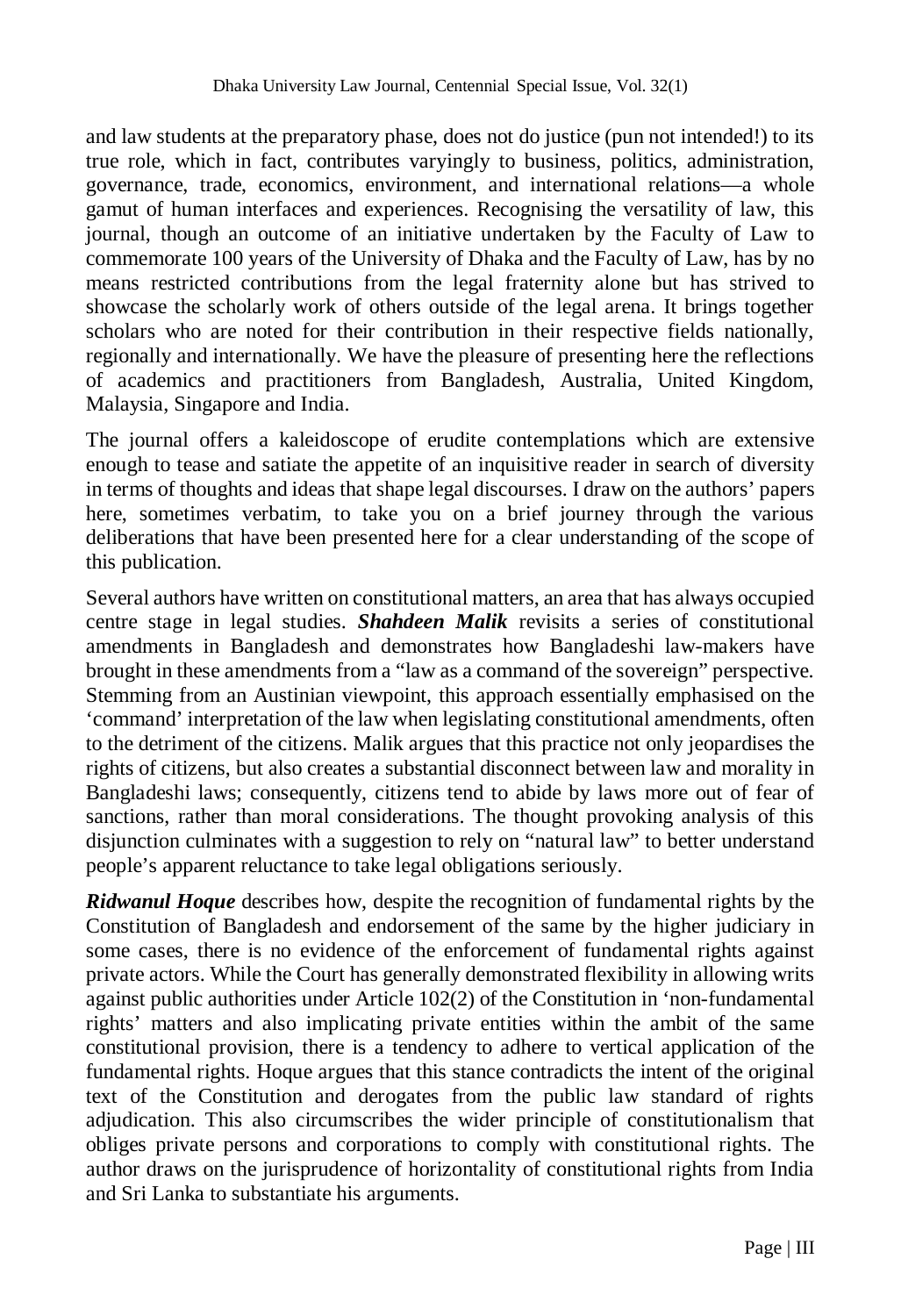and law students at the preparatory phase, does not do justice (pun not intended!) to its true role, which in fact, contributes varyingly to business, politics, administration, governance, trade, economics, environment, and international relations—a whole gamut of human interfaces and experiences. Recognising the versatility of law, this journal, though an outcome of an initiative undertaken by the Faculty of Law to commemorate 100 years of the University of Dhaka and the Faculty of Law, has by no means restricted contributions from the legal fraternity alone but has strived to showcase the scholarly work of others outside of the legal arena. It brings together scholars who are noted for their contribution in their respective fields nationally, regionally and internationally. We have the pleasure of presenting here the reflections of academics and practitioners from Bangladesh, Australia, United Kingdom, Malaysia, Singapore and India.

The journal offers a kaleidoscope of erudite contemplations which are extensive enough to tease and satiate the appetite of an inquisitive reader in search of diversity in terms of thoughts and ideas that shape legal discourses. I draw on the authors' papers here, sometimes verbatim, to take you on a brief journey through the various deliberations that have been presented here for a clear understanding of the scope of this publication.

Several authors have written on constitutional matters, an area that has always occupied centre stage in legal studies. ***Shahdeen Malik*** revisits a series of constitutional amendments in Bangladesh and demonstrates how Bangladeshi law-makers have brought in these amendments from a "law as a command of the sovereign" perspective. Stemming from an Austinian viewpoint, this approach essentially emphasised on the 'command' interpretation of the law when legislating constitutional amendments, often to the detriment of the citizens. Malik argues that this practice not only jeopardises the rights of citizens, but also creates a substantial disconnect between law and morality in Bangladeshi laws; consequently, citizens tend to abide by laws more out of fear of sanctions, rather than moral considerations. The thought provoking analysis of this disjunction culminates with a suggestion to rely on "natural law" to better understand people's apparent reluctance to take legal obligations seriously.

***Ridwanul Hoque*** describes how, despite the recognition of fundamental rights by the Constitution of Bangladesh and endorsement of the same by the higher judiciary in some cases, there is no evidence of the enforcement of fundamental rights against private actors. While the Court has generally demonstrated flexibility in allowing writs against public authorities under Article 102(2) of the Constitution in 'non-fundamental rights' matters and also implicating private entities within the ambit of the same constitutional provision, there is a tendency to adhere to vertical application of the fundamental rights. Hoque argues that this stance contradicts the intent of the original text of the Constitution and derogates from the public law standard of rights adjudication. This also circumscribes the wider principle of constitutionalism that obliges private persons and corporations to comply with constitutional rights. The author draws on the jurisprudence of horizontality of constitutional rights from India and Sri Lanka to substantiate his arguments.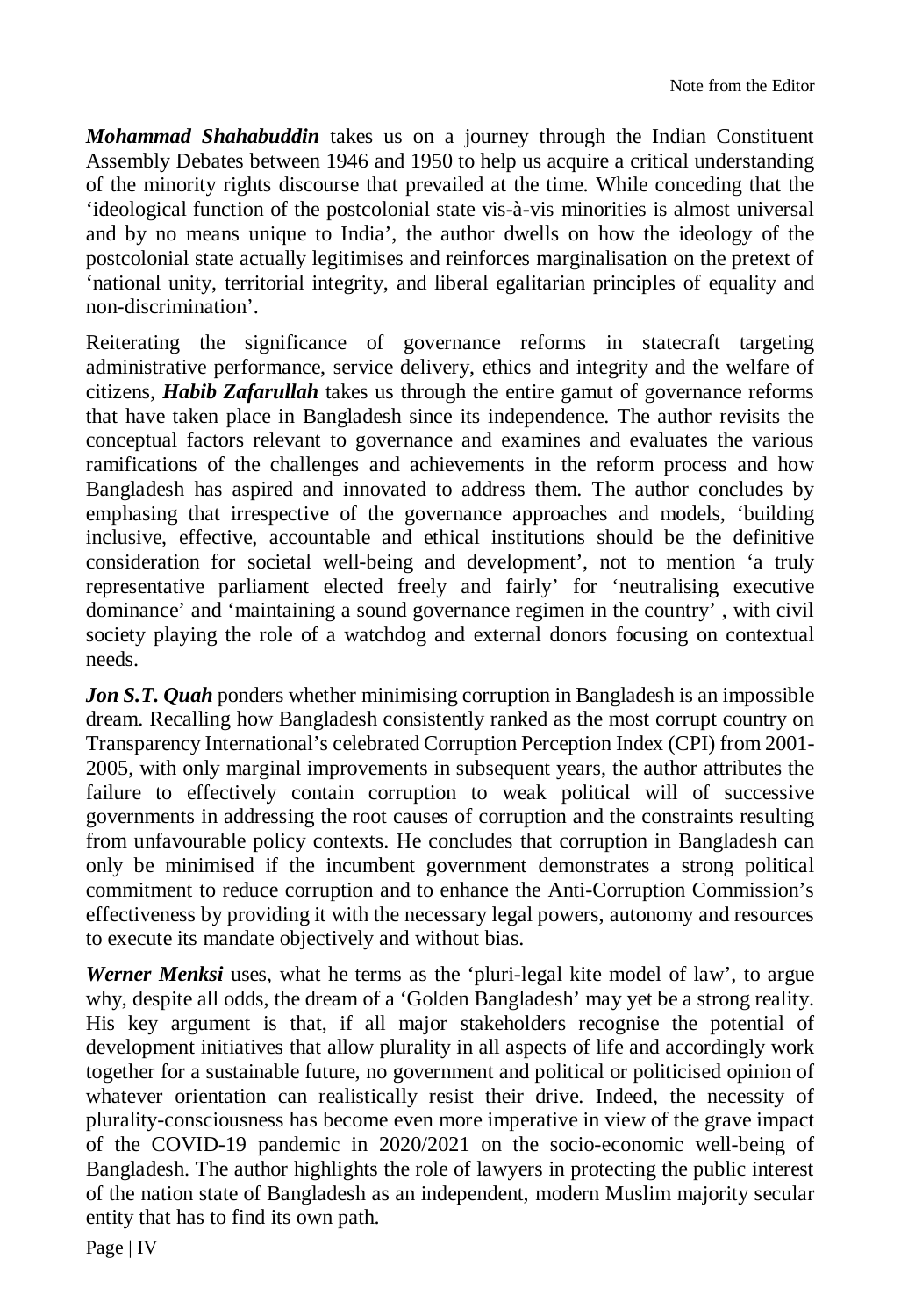***Mohammad Shahabuddin*** takes us on a journey through the Indian Constituent Assembly Debates between 1946 and 1950 to help us acquire a critical understanding of the minority rights discourse that prevailed at the time. While conceding that the 'ideological function of the postcolonial state vis-à-vis minorities is almost universal and by no means unique to India', the author dwells on how the ideology of the postcolonial state actually legitimises and reinforces marginalisation on the pretext of 'national unity, territorial integrity, and liberal egalitarian principles of equality and non-discrimination'.

Reiterating the significance of governance reforms in statecraft targeting administrative performance, service delivery, ethics and integrity and the welfare of citizens, ***Habib Zafarullah*** takes us through the entire gamut of governance reforms that have taken place in Bangladesh since its independence. The author revisits the conceptual factors relevant to governance and examines and evaluates the various ramifications of the challenges and achievements in the reform process and how Bangladesh has aspired and innovated to address them. The author concludes by emphasing that irrespective of the governance approaches and models, 'building inclusive, effective, accountable and ethical institutions should be the definitive consideration for societal well-being and development', not to mention 'a truly representative parliament elected freely and fairly' for 'neutralising executive dominance' and 'maintaining a sound governance regimen in the country' , with civil society playing the role of a watchdog and external donors focusing on contextual needs.

***Jon S.T. Quah*** ponders whether minimising corruption in Bangladesh is an impossible dream. Recalling how Bangladesh consistently ranked as the most corrupt country on Transparency International's celebrated Corruption Perception Index (CPI) from 2001-2005, with only marginal improvements in subsequent years, the author attributes the failure to effectively contain corruption to weak political will of successive governments in addressing the root causes of corruption and the constraints resulting from unfavourable policy contexts. He concludes that corruption in Bangladesh can only be minimised if the incumbent government demonstrates a strong political commitment to reduce corruption and to enhance the Anti-Corruption Commission's effectiveness by providing it with the necessary legal powers, autonomy and resources to execute its mandate objectively and without bias.

***Werner Menksi*** uses, what he terms as the 'pluri-legal kite model of law', to argue why, despite all odds, the dream of a 'Golden Bangladesh' may yet be a strong reality. His key argument is that, if all major stakeholders recognise the potential of development initiatives that allow plurality in all aspects of life and accordingly work together for a sustainable future, no government and political or politicised opinion of whatever orientation can realistically resist their drive. Indeed, the necessity of plurality-consciousness has become even more imperative in view of the grave impact of the COVID-19 pandemic in 2020/2021 on the socio-economic well-being of Bangladesh. The author highlights the role of lawyers in protecting the public interest of the nation state of Bangladesh as an independent, modern Muslim majority secular entity that has to find its own path.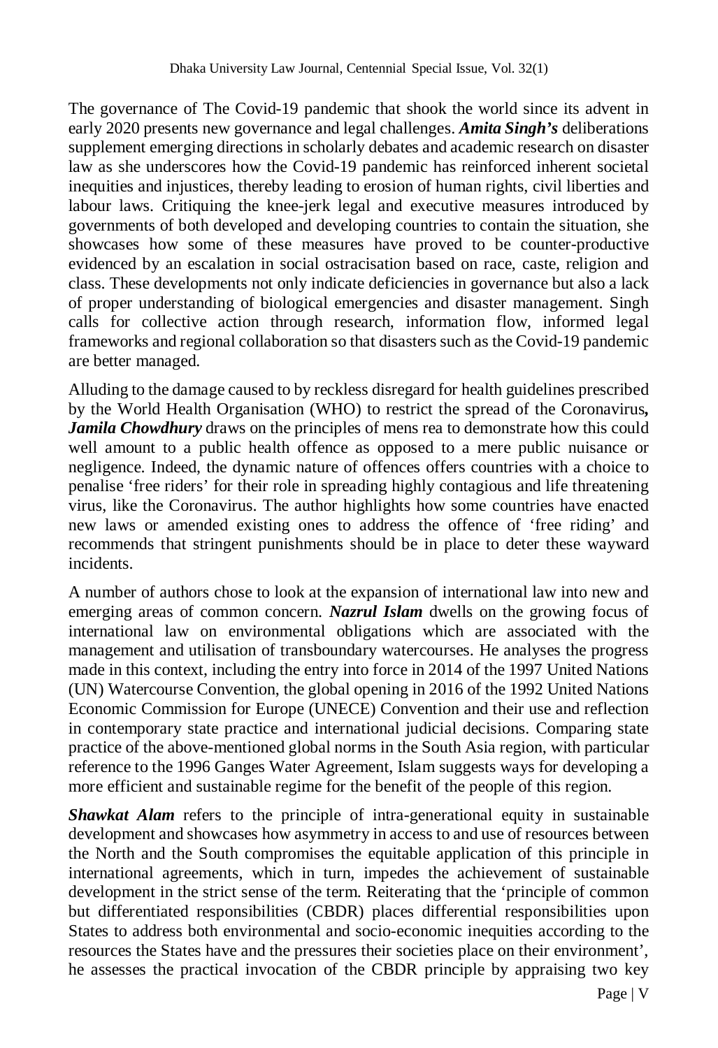The governance of The Covid-19 pandemic that shook the world since its advent in early 2020 presents new governance and legal challenges. ***Amita Singh's*** deliberations supplement emerging directions in scholarly debates and academic research on disaster law as she underscores how the Covid-19 pandemic has reinforced inherent societal inequities and injustices, thereby leading to erosion of human rights, civil liberties and labour laws. Critiquing the knee-jerk legal and executive measures introduced by governments of both developed and developing countries to contain the situation, she showcases how some of these measures have proved to be counter-productive evidenced by an escalation in social ostracisation based on race, caste, religion and class. These developments not only indicate deficiencies in governance but also a lack of proper understanding of biological emergencies and disaster management. Singh calls for collective action through research, information flow, informed legal frameworks and regional collaboration so that disasters such as the Covid-19 pandemic are better managed.

Alluding to the damage caused to by reckless disregard for health guidelines prescribed by the World Health Organisation (WHO) to restrict the spread of the Coronavirus**,** ***Jamila Chowdhury*** draws on the principles of mens rea to demonstrate how this could well amount to a public health offence as opposed to a mere public nuisance or negligence. Indeed, the dynamic nature of offences offers countries with a choice to penalise 'free riders' for their role in spreading highly contagious and life threatening virus, like the Coronavirus. The author highlights how some countries have enacted new laws or amended existing ones to address the offence of 'free riding' and recommends that stringent punishments should be in place to deter these wayward incidents.

A number of authors chose to look at the expansion of international law into new and emerging areas of common concern. ***Nazrul Islam*** dwells on the growing focus of international law on environmental obligations which are associated with the management and utilisation of transboundary watercourses. He analyses the progress made in this context, including the entry into force in 2014 of the 1997 United Nations (UN) Watercourse Convention, the global opening in 2016 of the 1992 United Nations Economic Commission for Europe (UNECE) Convention and their use and reflection in contemporary state practice and international judicial decisions. Comparing state practice of the above-mentioned global norms in the South Asia region, with particular reference to the 1996 Ganges Water Agreement, Islam suggests ways for developing a more efficient and sustainable regime for the benefit of the people of this region.

***Shawkat Alam*** refers to the principle of intra-generational equity in sustainable development and showcases how asymmetry in access to and use of resources between the North and the South compromises the equitable application of this principle in international agreements, which in turn, impedes the achievement of sustainable development in the strict sense of the term. Reiterating that the 'principle of common but differentiated responsibilities (CBDR) places differential responsibilities upon States to address both environmental and socio-economic inequities according to the resources the States have and the pressures their societies place on their environment', he assesses the practical invocation of the CBDR principle by appraising two key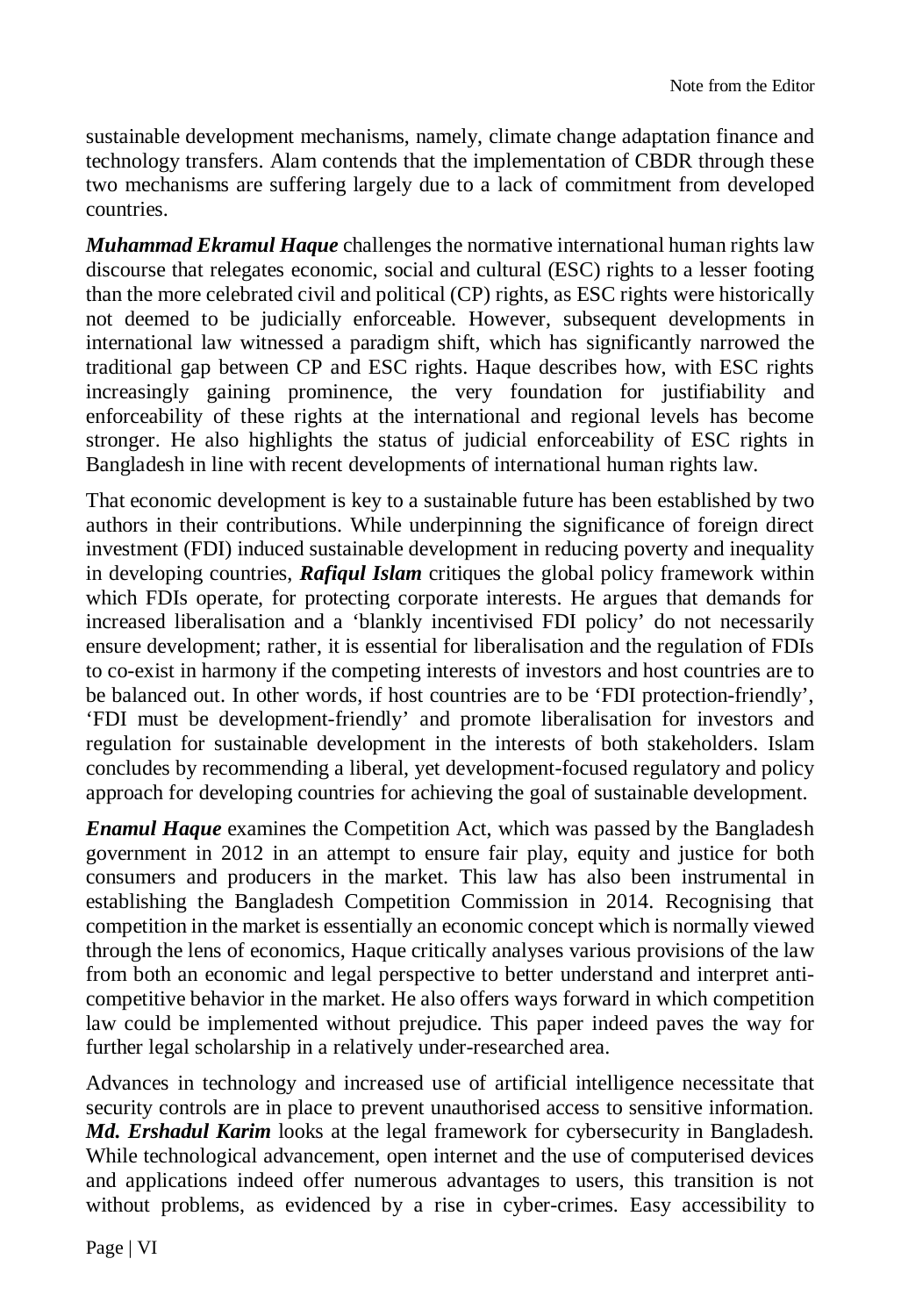sustainable development mechanisms, namely, climate change adaptation finance and technology transfers. Alam contends that the implementation of CBDR through these two mechanisms are suffering largely due to a lack of commitment from developed countries.

***Muhammad Ekramul Haque*** challenges the normative international human rights law discourse that relegates economic, social and cultural (ESC) rights to a lesser footing than the more celebrated civil and political (CP) rights, as ESC rights were historically not deemed to be judicially enforceable. However, subsequent developments in international law witnessed a paradigm shift, which has significantly narrowed the traditional gap between CP and ESC rights. Haque describes how, with ESC rights increasingly gaining prominence, the very foundation for justifiability and enforceability of these rights at the international and regional levels has become stronger. He also highlights the status of judicial enforceability of ESC rights in Bangladesh in line with recent developments of international human rights law.

That economic development is key to a sustainable future has been established by two authors in their contributions. While underpinning the significance of foreign direct investment (FDI) induced sustainable development in reducing poverty and inequality in developing countries, ***Rafiqul Islam*** critiques the global policy framework within which FDIs operate, for protecting corporate interests. He argues that demands for increased liberalisation and a 'blankly incentivised FDI policy' do not necessarily ensure development; rather, it is essential for liberalisation and the regulation of FDIs to co-exist in harmony if the competing interests of investors and host countries are to be balanced out. In other words, if host countries are to be 'FDI protection-friendly', 'FDI must be development-friendly' and promote liberalisation for investors and regulation for sustainable development in the interests of both stakeholders. Islam concludes by recommending a liberal, yet development-focused regulatory and policy approach for developing countries for achieving the goal of sustainable development.

***Enamul Haque*** examines the Competition Act, which was passed by the Bangladesh government in 2012 in an attempt to ensure fair play, equity and justice for both consumers and producers in the market. This law has also been instrumental in establishing the Bangladesh Competition Commission in 2014. Recognising that competition in the market is essentially an economic concept which is normally viewed through the lens of economics, Haque critically analyses various provisions of the law from both an economic and legal perspective to better understand and interpret anti-competitive behavior in the market. He also offers ways forward in which competition law could be implemented without prejudice. This paper indeed paves the way for further legal scholarship in a relatively under-researched area.

Advances in technology and increased use of artificial intelligence necessitate that security controls are in place to prevent unauthorised access to sensitive information. ***Md. Ershadul Karim*** looks at the legal framework for cybersecurity in Bangladesh. While technological advancement, open internet and the use of computerised devices and applications indeed offer numerous advantages to users, this transition is not without problems, as evidenced by a rise in cyber-crimes. Easy accessibility to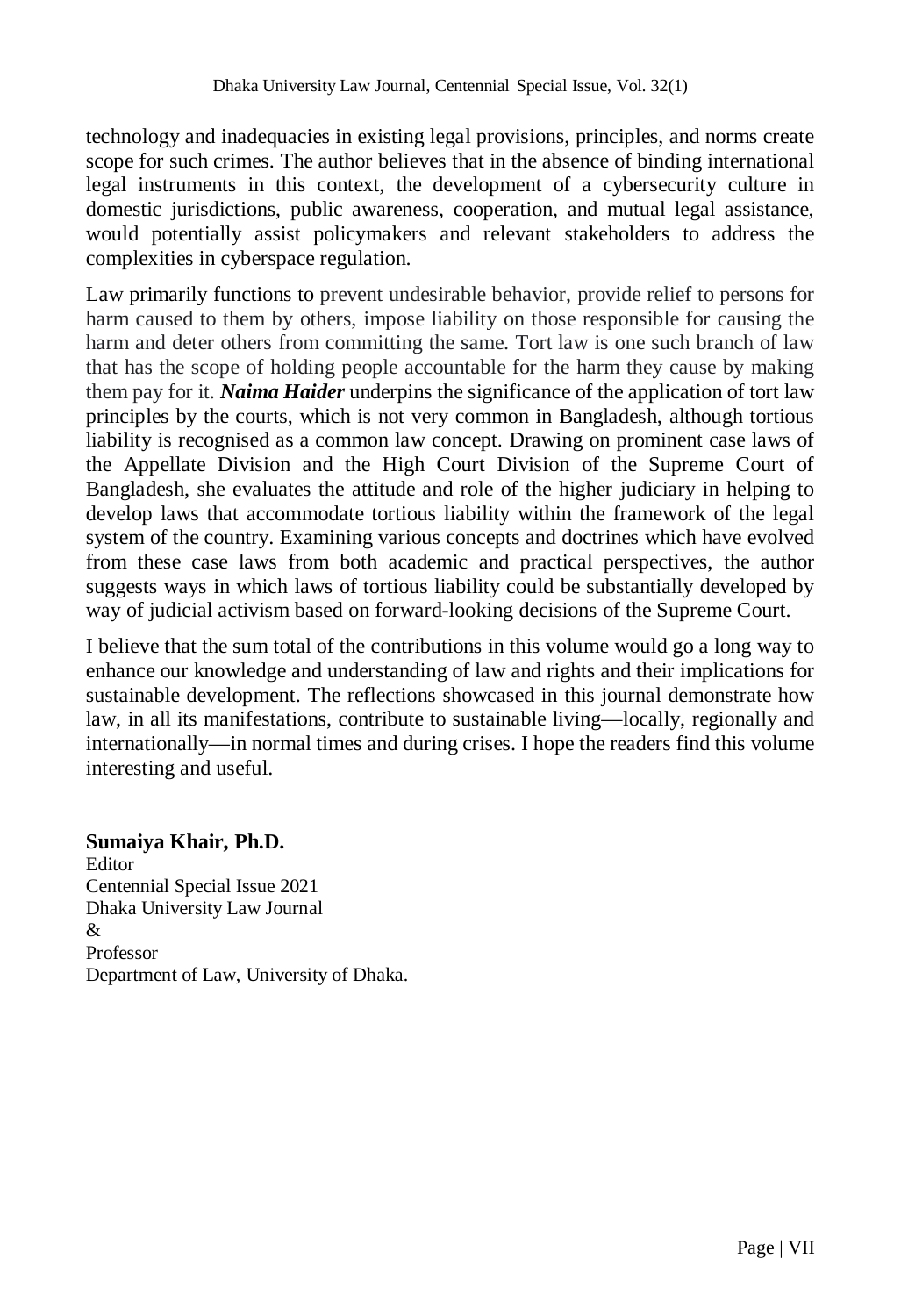technology and inadequacies in existing legal provisions, principles, and norms create scope for such crimes. The author believes that in the absence of binding international legal instruments in this context, the development of a cybersecurity culture in domestic jurisdictions, public awareness, cooperation, and mutual legal assistance, would potentially assist policymakers and relevant stakeholders to address the complexities in cyberspace regulation.

Law primarily functions to prevent undesirable behavior, provide relief to persons for harm caused to them by others, impose liability on those responsible for causing the harm and deter others from committing the same. Tort law is one such branch of law that has the scope of holding people accountable for the harm they cause by making them pay for it. ***Naima Haider*** underpins the significance of the application of tort law principles by the courts, which is not very common in Bangladesh, although tortious liability is recognised as a common law concept. Drawing on prominent case laws of the Appellate Division and the High Court Division of the Supreme Court of Bangladesh, she evaluates the attitude and role of the higher judiciary in helping to develop laws that accommodate tortious liability within the framework of the legal system of the country. Examining various concepts and doctrines which have evolved from these case laws from both academic and practical perspectives, the author suggests ways in which laws of tortious liability could be substantially developed by way of judicial activism based on forward-looking decisions of the Supreme Court.

I believe that the sum total of the contributions in this volume would go a long way to enhance our knowledge and understanding of law and rights and their implications for sustainable development. The reflections showcased in this journal demonstrate how law, in all its manifestations, contribute to sustainable living—locally, regionally and internationally—in normal times and during crises. I hope the readers find this volume interesting and useful.

**Sumaiya Khair, Ph.D.**
Editor
Centennial Special Issue 2021
Dhaka University Law Journal
&
Professor
Department of Law, University of Dhaka.